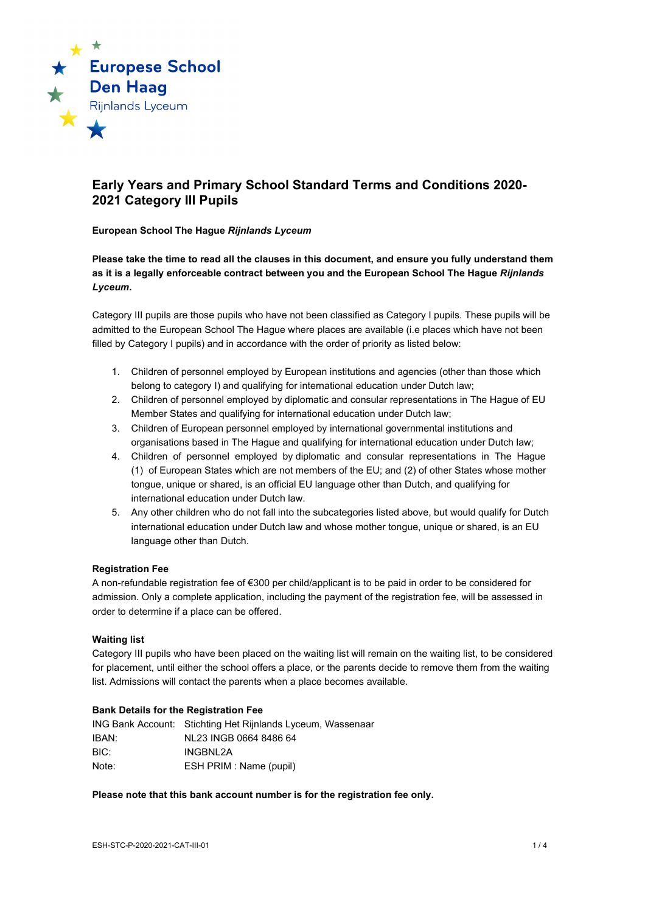Europese School Den Haag
Rijnlands Lyceum

# Early Years and Primary School Standard Terms and Conditions 2020-2021 Category III Pupils

**European School The Hague *Rijnlands Lyceum***

**Please take the time to read all the clauses in this document, and ensure you fully understand them as it is a legally enforceable contract between you and the European School The Hague *Rijnlands Lyceum*.**

Category III pupils are those pupils who have not been classified as Category I pupils. These pupils will be admitted to the European School The Hague where places are available (i.e places which have not been filled by Category I pupils) and in accordance with the order of priority as listed below:

1. Children of personnel employed by European institutions and agencies (other than those which belong to category I) and qualifying for international education under Dutch law;
2. Children of personnel employed by diplomatic and consular representations in The Hague of EU Member States and qualifying for international education under Dutch law;
3. Children of European personnel employed by international governmental institutions and organisations based in The Hague and qualifying for international education under Dutch law;
4. Children of personnel employed by diplomatic and consular representations in The Hague (1) of European States which are not members of the EU; and (2) of other States whose mother tongue, unique or shared, is an official EU language other than Dutch, and qualifying for international education under Dutch law.
5. Any other children who do not fall into the subcategories listed above, but would qualify for Dutch international education under Dutch law and whose mother tongue, unique or shared, is an EU language other than Dutch.

### Registration Fee

A non-refundable registration fee of €300 per child/applicant is to be paid in order to be considered for admission. Only a complete application, including the payment of the registration fee, will be assessed in order to determine if a place can be offered.

### Waiting list

Category III pupils who have been placed on the waiting list will remain on the waiting list, to be considered for placement, until either the school offers a place, or the parents decide to remove them from the waiting list. Admissions will contact the parents when a place becomes available.

### Bank Details for the Registration Fee

| | |
|---|---|
| ING Bank Account: | Stichting Het Rijnlands Lyceum, Wassenaar |
| IBAN: | NL23 INGB 0664 8486 64 |
| BIC: | INGBNL2A |
| Note: | ESH PRIM : Name (pupil) |

**Please note that this bank account number is for the registration fee only.**

ESH-STC-P-2020-2021-CAT-III-01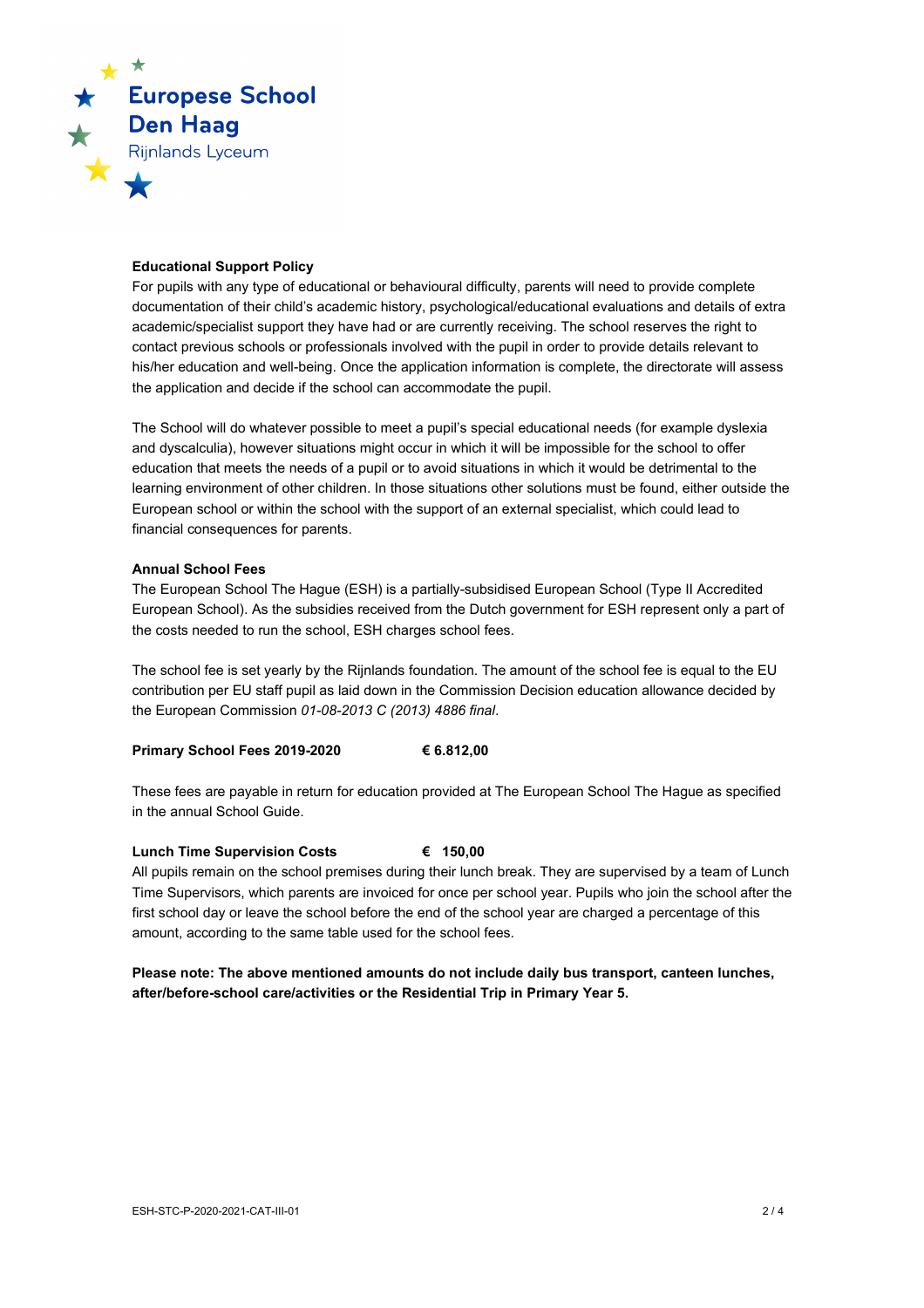**Educational Support Policy**

For pupils with any type of educational or behavioural difficulty, parents will need to provide complete documentation of their child's academic history, psychological/educational evaluations and details of extra academic/specialist support they have had or are currently receiving. The school reserves the right to contact previous schools or professionals involved with the pupil in order to provide details relevant to his/her education and well-being. Once the application information is complete, the directorate will assess the application and decide if the school can accommodate the pupil.

The School will do whatever possible to meet a pupil's special educational needs (for example dyslexia and dyscalculia), however situations might occur in which it will be impossible for the school to offer education that meets the needs of a pupil or to avoid situations in which it would be detrimental to the learning environment of other children. In those situations other solutions must be found, either outside the European school or within the school with the support of an external specialist, which could lead to financial consequences for parents.

**Annual School Fees**

The European School The Hague (ESH) is a partially-subsidised European School (Type II Accredited European School). As the subsidies received from the Dutch government for ESH represent only a part of the costs needed to run the school, ESH charges school fees.

The school fee is set yearly by the Rijnlands foundation. The amount of the school fee is equal to the EU contribution per EU staff pupil as laid down in the Commission Decision education allowance decided by the European Commission *01-08-2013 C (2013) 4886 final*.

**Primary School Fees 2019-2020 € 6.812,00**

These fees are payable in return for education provided at The European School The Hague as specified in the annual School Guide.

**Lunch Time Supervision Costs € 150,00**

All pupils remain on the school premises during their lunch break. They are supervised by a team of Lunch Time Supervisors, which parents are invoiced for once per school year. Pupils who join the school after the first school day or leave the school before the end of the school year are charged a percentage of this amount, according to the same table used for the school fees.

**Please note: The above mentioned amounts do not include daily bus transport, canteen lunches, after/before-school care/activities or the Residential Trip in Primary Year 5.**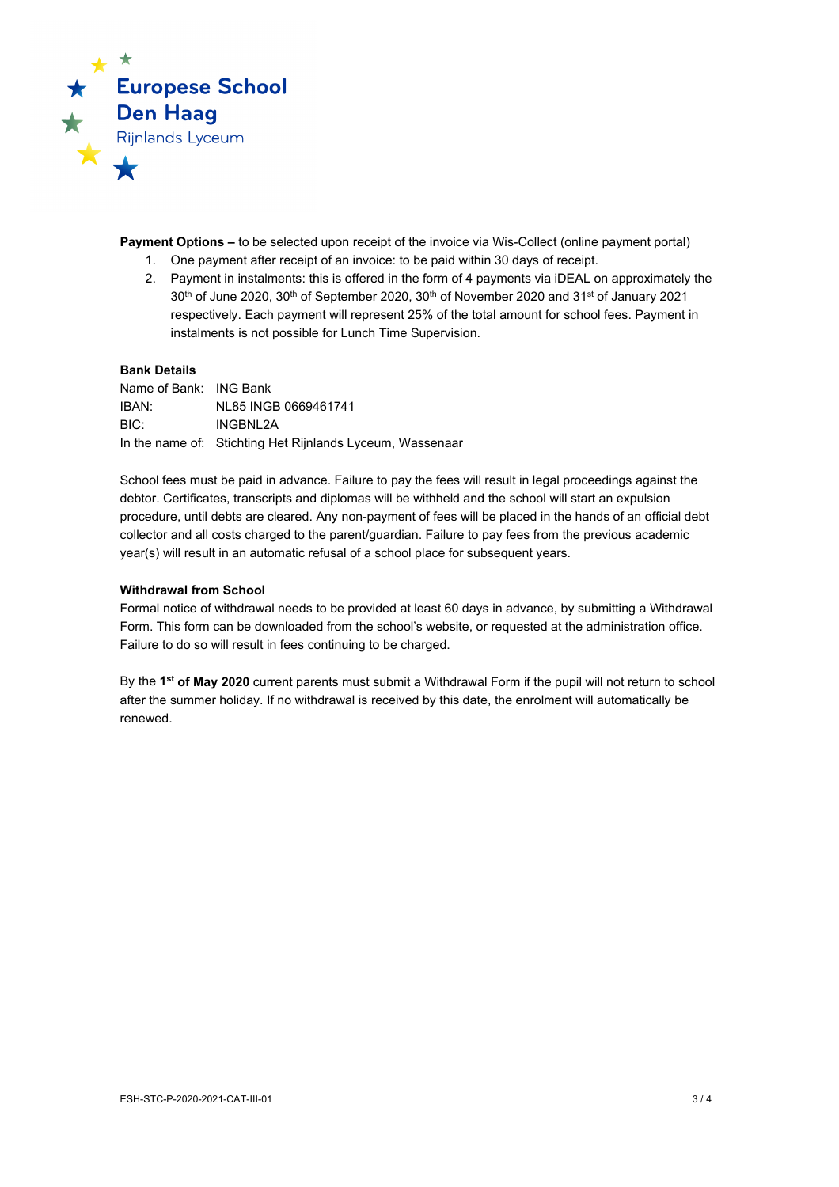**Payment Options –** to be selected upon receipt of the invoice via Wis-Collect (online payment portal)

1. One payment after receipt of an invoice: to be paid within 30 days of receipt.
2. Payment in instalments: this is offered in the form of 4 payments via iDEAL on approximately the 30th of June 2020, 30th of September 2020, 30th of November 2020 and 31st of January 2021 respectively. Each payment will represent 25% of the total amount for school fees. Payment in instalments is not possible for Lunch Time Supervision.

**Bank Details**

Name of Bank: ING Bank
IBAN: NL85 INGB 0669461741
BIC: INGBNL2A
In the name of: Stichting Het Rijnlands Lyceum, Wassenaar

School fees must be paid in advance. Failure to pay the fees will result in legal proceedings against the debtor. Certificates, transcripts and diplomas will be withheld and the school will start an expulsion procedure, until debts are cleared. Any non-payment of fees will be placed in the hands of an official debt collector and all costs charged to the parent/guardian. Failure to pay fees from the previous academic year(s) will result in an automatic refusal of a school place for subsequent years.

**Withdrawal from School**

Formal notice of withdrawal needs to be provided at least 60 days in advance, by submitting a Withdrawal Form. This form can be downloaded from the school's website, or requested at the administration office. Failure to do so will result in fees continuing to be charged.

By the **1st of May 2020** current parents must submit a Withdrawal Form if the pupil will not return to school after the summer holiday. If no withdrawal is received by this date, the enrolment will automatically be renewed.

ESH-STC-P-2020-2021-CAT-III-01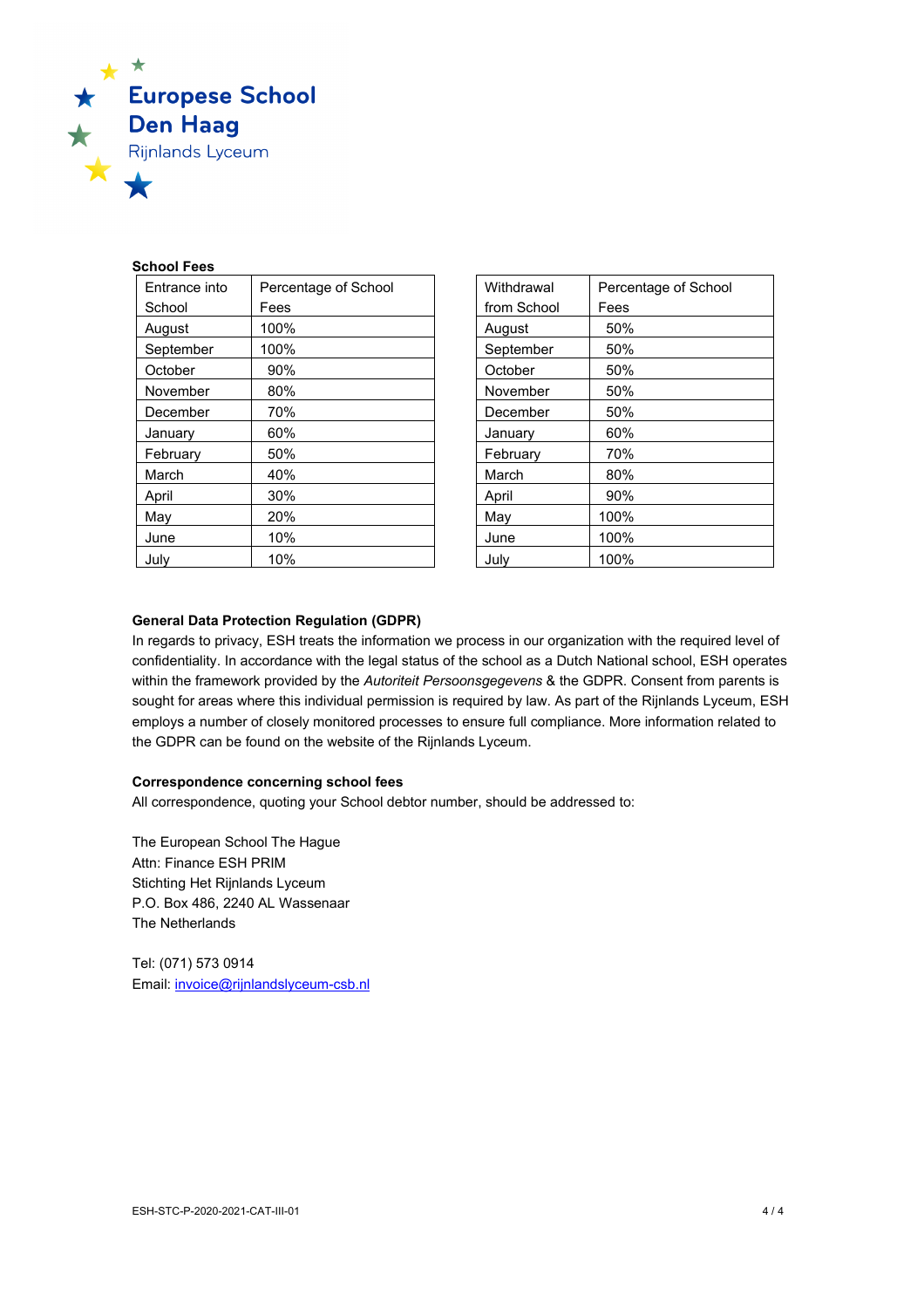Europese School Den Haag
Rijnlands Lyceum

**School Fees**

| Entrance into School | Percentage of School Fees |
|---|---|
| August | 100% |
| September | 100% |
| October | 90% |
| November | 80% |
| December | 70% |
| January | 60% |
| February | 50% |
| March | 40% |
| April | 30% |
| May | 20% |
| June | 10% |
| July | 10% |

| Withdrawal from School | Percentage of School Fees |
|---|---|
| August | 50% |
| September | 50% |
| October | 50% |
| November | 50% |
| December | 50% |
| January | 60% |
| February | 70% |
| March | 80% |
| April | 90% |
| May | 100% |
| June | 100% |
| July | 100% |

**General Data Protection Regulation (GDPR)**

In regards to privacy, ESH treats the information we process in our organization with the required level of confidentiality. In accordance with the legal status of the school as a Dutch National school, ESH operates within the framework provided by the *Autoriteit Persoonsgegevens* & the GDPR. Consent from parents is sought for areas where this individual permission is required by law. As part of the Rijnlands Lyceum, ESH employs a number of closely monitored processes to ensure full compliance. More information related to the GDPR can be found on the website of the Rijnlands Lyceum.

**Correspondence concerning school fees**

All correspondence, quoting your School debtor number, should be addressed to:

The European School The Hague
Attn: Finance ESH PRIM
Stichting Het Rijnlands Lyceum
P.O. Box 486, 2240 AL Wassenaar
The Netherlands

Tel: (071) 573 0914
Email: invoice@rijnlandslyceum-csb.nl

ESH-STC-P-2020-2021-CAT-III-01